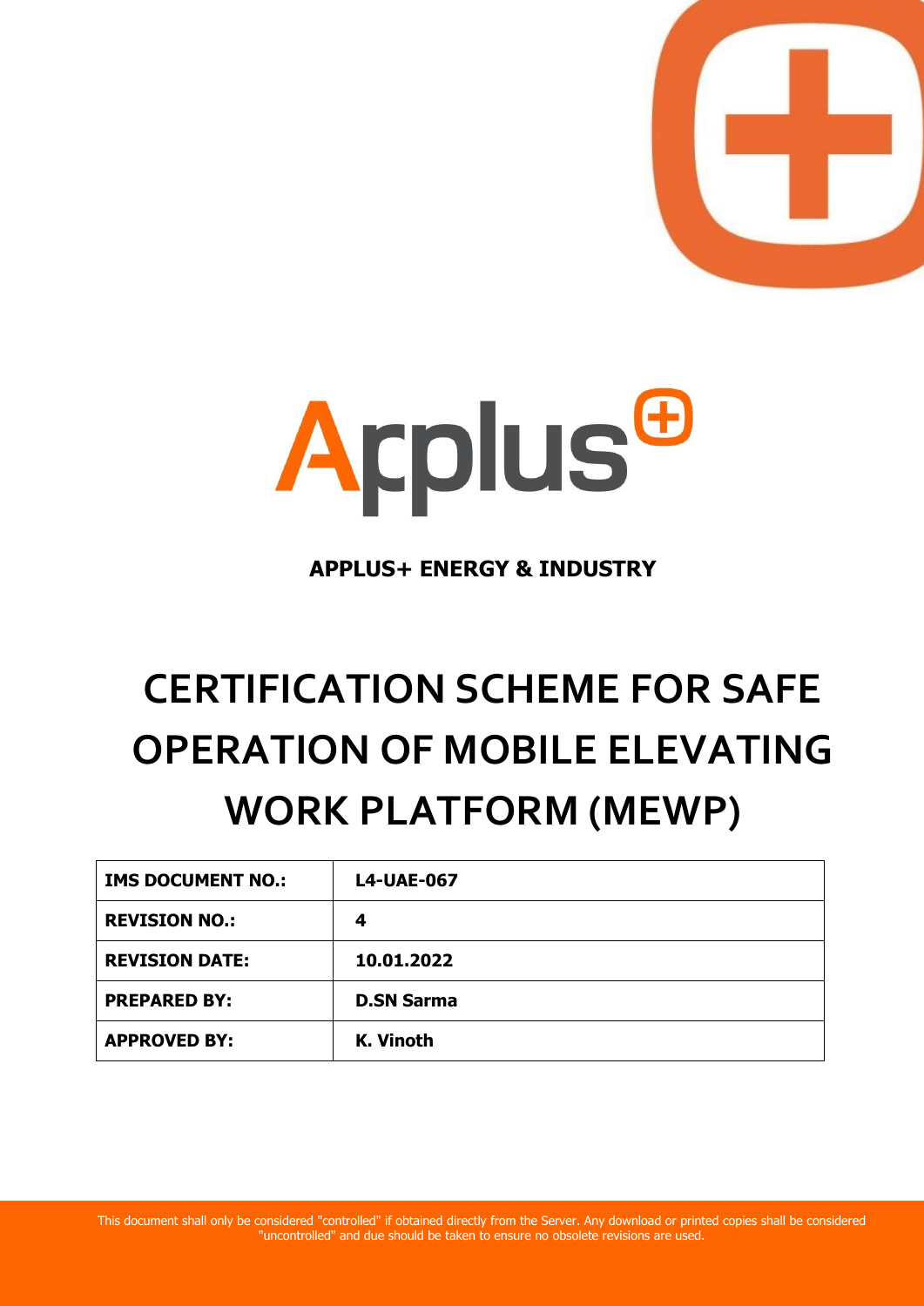**APPLUS+ ENERGY & INDUSTRY**

# CERTIFICATION SCHEME FOR SAFE OPERATION OF MOBILE ELEVATING WORK PLATFORM (MEWP)

| | |
|---|---|
| **IMS DOCUMENT NO.:** | **L4-UAE-067** |
| **REVISION NO.:** | **4** |
| **REVISION DATE:** | **10.01.2022** |
| **PREPARED BY:** | **D.SN Sarma** |
| **APPROVED BY:** | **K. Vinoth** |

This document shall only be considered "controlled" if obtained directly from the Server. Any download or printed copies shall be considered "uncontrolled" and due should be taken to ensure no obsolete revisions are used.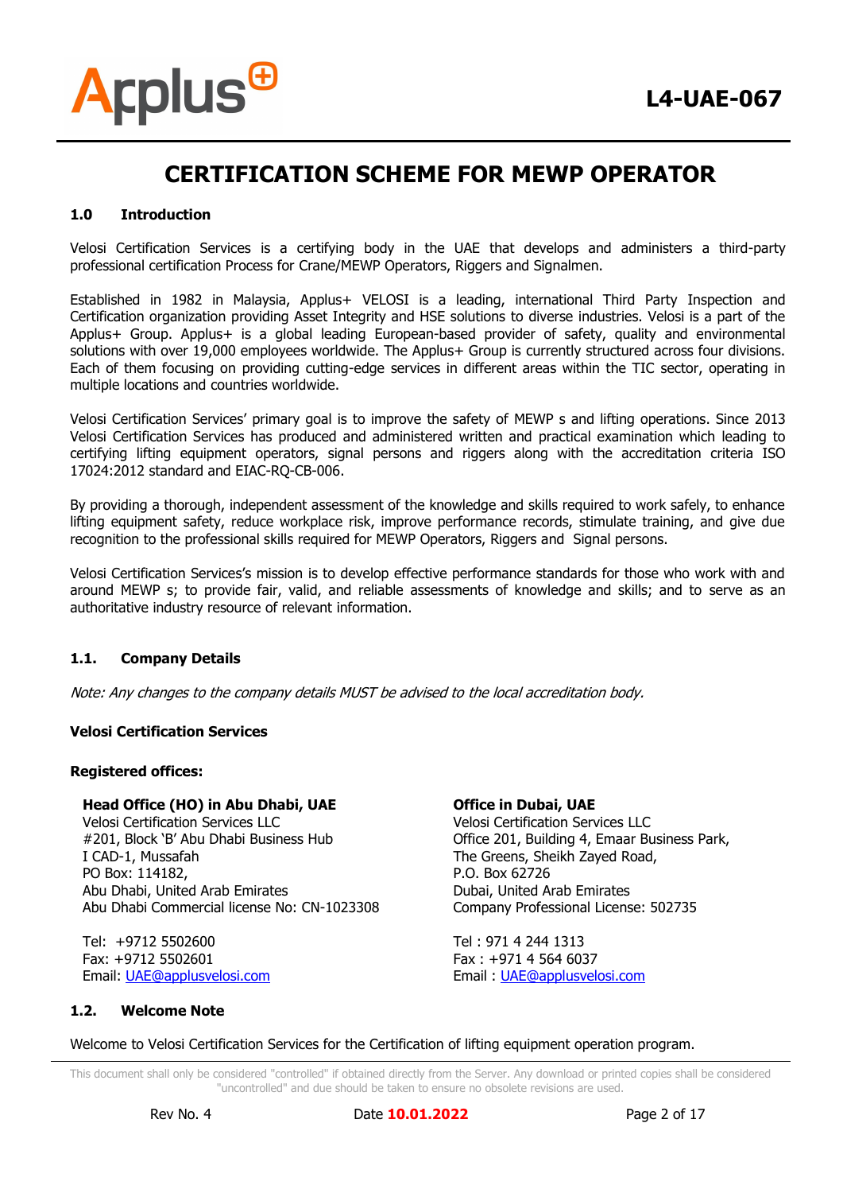# CERTIFICATION SCHEME FOR MEWP OPERATOR

## 1.0 Introduction

Velosi Certification Services is a certifying body in the UAE that develops and administers a third-party professional certification Process for Crane/MEWP Operators, Riggers and Signalmen.

Established in 1982 in Malaysia, Applus+ VELOSI is a leading, international Third Party Inspection and Certification organization providing Asset Integrity and HSE solutions to diverse industries. Velosi is a part of the Applus+ Group. Applus+ is a global leading European-based provider of safety, quality and environmental solutions with over 19,000 employees worldwide. The Applus+ Group is currently structured across four divisions. Each of them focusing on providing cutting-edge services in different areas within the TIC sector, operating in multiple locations and countries worldwide.

Velosi Certification Services' primary goal is to improve the safety of MEWP s and lifting operations. Since 2013 Velosi Certification Services has produced and administered written and practical examination which leading to certifying lifting equipment operators, signal persons and riggers along with the accreditation criteria ISO 17024:2012 standard and EIAC-RQ-CB-006.

By providing a thorough, independent assessment of the knowledge and skills required to work safely, to enhance lifting equipment safety, reduce workplace risk, improve performance records, stimulate training, and give due recognition to the professional skills required for MEWP Operators, Riggers and Signal persons.

Velosi Certification Services's mission is to develop effective performance standards for those who work with and around MEWP s; to provide fair, valid, and reliable assessments of knowledge and skills; and to serve as an authoritative industry resource of relevant information.

### 1.1. Company Details

*Note: Any changes to the company details MUST be advised to the local accreditation body.*

**Velosi Certification Services**

**Registered offices:**

**Head Office (HO) in Abu Dhabi, UAE**
Velosi Certification Services LLC
#201, Block 'B' Abu Dhabi Business Hub
I CAD-1, Mussafah
PO Box: 114182,
Abu Dhabi, United Arab Emirates
Abu Dhabi Commercial license No: CN-1023308

Tel: +9712 5502600
Fax: +9712 5502601
Email: UAE@applusvelosi.com

**Office in Dubai, UAE**
Velosi Certification Services LLC
Office 201, Building 4, Emaar Business Park,
The Greens, Sheikh Zayed Road,
P.O. Box 62726
Dubai, United Arab Emirates
Company Professional License: 502735

Tel : 971 4 244 1313
Fax : +971 4 564 6037
Email : UAE@applusvelosi.com

### 1.2. Welcome Note

Welcome to Velosi Certification Services for the Certification of lifting equipment operation program.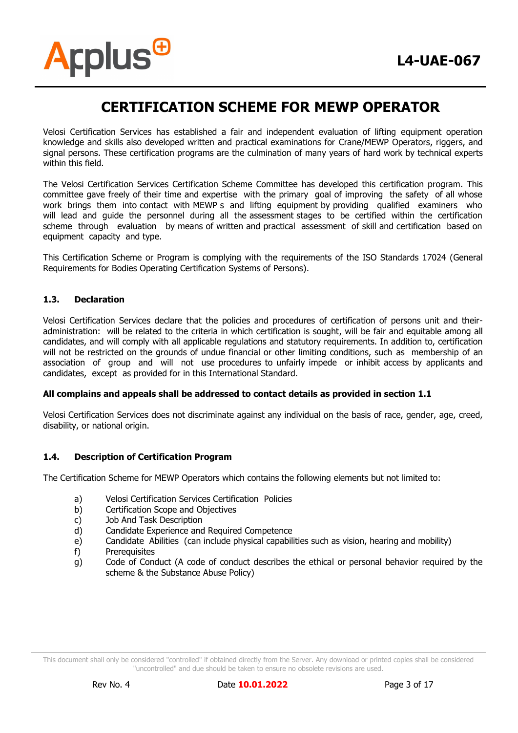# CERTIFICATION SCHEME FOR MEWP OPERATOR

Velosi Certification Services has established a fair and independent evaluation of lifting equipment operation knowledge and skills also developed written and practical examinations for Crane/MEWP Operators, riggers, and signal persons. These certification programs are the culmination of many years of hard work by technical experts within this field.

The Velosi Certification Services Certification Scheme Committee has developed this certification program. This committee gave freely of their time and expertise with the primary goal of improving the safety of all whose work brings them into contact with MEWP s and lifting equipment by providing qualified examiners who will lead and guide the personnel during all the assessment stages to be certified within the certification scheme through evaluation by means of written and practical assessment of skill and certification based on equipment capacity and type.

This Certification Scheme or Program is complying with the requirements of the ISO Standards 17024 (General Requirements for Bodies Operating Certification Systems of Persons).

### 1.3. Declaration

Velosi Certification Services declare that the policies and procedures of certification of persons unit and their-administration: will be related to the criteria in which certification is sought, will be fair and equitable among all candidates, and will comply with all applicable regulations and statutory requirements. In addition to, certification will not be restricted on the grounds of undue financial or other limiting conditions, such as membership of an association of group and will not use procedures to unfairly impede or inhibit access by applicants and candidates, except as provided for in this International Standard.

**All complains and appeals shall be addressed to contact details as provided in section 1.1**

Velosi Certification Services does not discriminate against any individual on the basis of race, gender, age, creed, disability, or national origin.

### 1.4. Description of Certification Program

The Certification Scheme for MEWP Operators which contains the following elements but not limited to:

a) Velosi Certification Services Certification Policies
b) Certification Scope and Objectives
c) Job And Task Description
d) Candidate Experience and Required Competence
e) Candidate Abilities (can include physical capabilities such as vision, hearing and mobility)
f) Prerequisites
g) Code of Conduct (A code of conduct describes the ethical or personal behavior required by the scheme & the Substance Abuse Policy)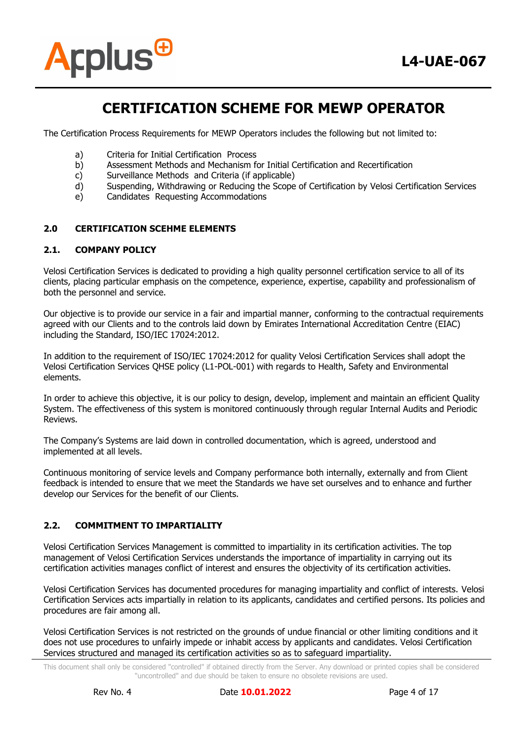# CERTIFICATION SCHEME FOR MEWP OPERATOR

The Certification Process Requirements for MEWP Operators includes the following but not limited to:

a) Criteria for Initial Certification Process
b) Assessment Methods and Mechanism for Initial Certification and Recertification
c) Surveillance Methods and Criteria (if applicable)
d) Suspending, Withdrawing or Reducing the Scope of Certification by Velosi Certification Services
e) Candidates Requesting Accommodations

## 2.0 CERTIFICATION SCEHME ELEMENTS

### 2.1. COMPANY POLICY

Velosi Certification Services is dedicated to providing a high quality personnel certification service to all of its clients, placing particular emphasis on the competence, experience, expertise, capability and professionalism of both the personnel and service.

Our objective is to provide our service in a fair and impartial manner, conforming to the contractual requirements agreed with our Clients and to the controls laid down by Emirates International Accreditation Centre (EIAC) including the Standard, ISO/IEC 17024:2012.

In addition to the requirement of ISO/IEC 17024:2012 for quality Velosi Certification Services shall adopt the Velosi Certification Services QHSE policy (L1-POL-001) with regards to Health, Safety and Environmental elements.

In order to achieve this objective, it is our policy to design, develop, implement and maintain an efficient Quality System. The effectiveness of this system is monitored continuously through regular Internal Audits and Periodic Reviews.

The Company's Systems are laid down in controlled documentation, which is agreed, understood and implemented at all levels.

Continuous monitoring of service levels and Company performance both internally, externally and from Client feedback is intended to ensure that we meet the Standards we have set ourselves and to enhance and further develop our Services for the benefit of our Clients.

### 2.2. COMMITMENT TO IMPARTIALITY

Velosi Certification Services Management is committed to impartiality in its certification activities. The top management of Velosi Certification Services understands the importance of impartiality in carrying out its certification activities manages conflict of interest and ensures the objectivity of its certification activities.

Velosi Certification Services has documented procedures for managing impartiality and conflict of interests. Velosi Certification Services acts impartially in relation to its applicants, candidates and certified persons. Its policies and procedures are fair among all.

Velosi Certification Services is not restricted on the grounds of undue financial or other limiting conditions and it does not use procedures to unfairly impede or inhabit access by applicants and candidates. Velosi Certification Services structured and managed its certification activities so as to safeguard impartiality.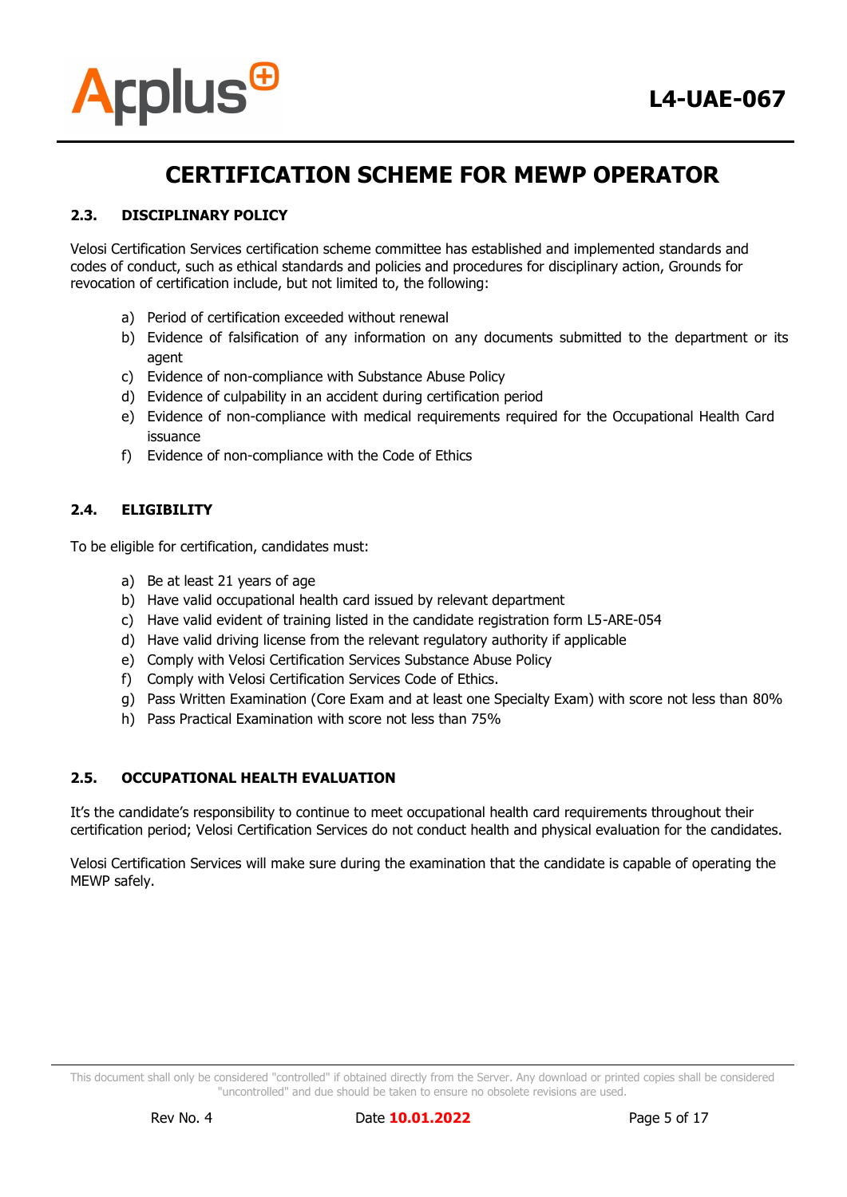## 2.3. DISCIPLINARY POLICY

Velosi Certification Services certification scheme committee has established and implemented standards and codes of conduct, such as ethical standards and policies and procedures for disciplinary action, Grounds for revocation of certification include, but not limited to, the following:

a) Period of certification exceeded without renewal
b) Evidence of falsification of any information on any documents submitted to the department or its agent
c) Evidence of non-compliance with Substance Abuse Policy
d) Evidence of culpability in an accident during certification period
e) Evidence of non-compliance with medical requirements required for the Occupational Health Card issuance
f) Evidence of non-compliance with the Code of Ethics

## 2.4. ELIGIBILITY

To be eligible for certification, candidates must:

a) Be at least 21 years of age
b) Have valid occupational health card issued by relevant department
c) Have valid evident of training listed in the candidate registration form L5-ARE-054
d) Have valid driving license from the relevant regulatory authority if applicable
e) Comply with Velosi Certification Services Substance Abuse Policy
f) Comply with Velosi Certification Services Code of Ethics.
g) Pass Written Examination (Core Exam and at least one Specialty Exam) with score not less than 80%
h) Pass Practical Examination with score not less than 75%

## 2.5. OCCUPATIONAL HEALTH EVALUATION

It's the candidate's responsibility to continue to meet occupational health card requirements throughout their certification period; Velosi Certification Services do not conduct health and physical evaluation for the candidates.

Velosi Certification Services will make sure during the examination that the candidate is capable of operating the MEWP safely.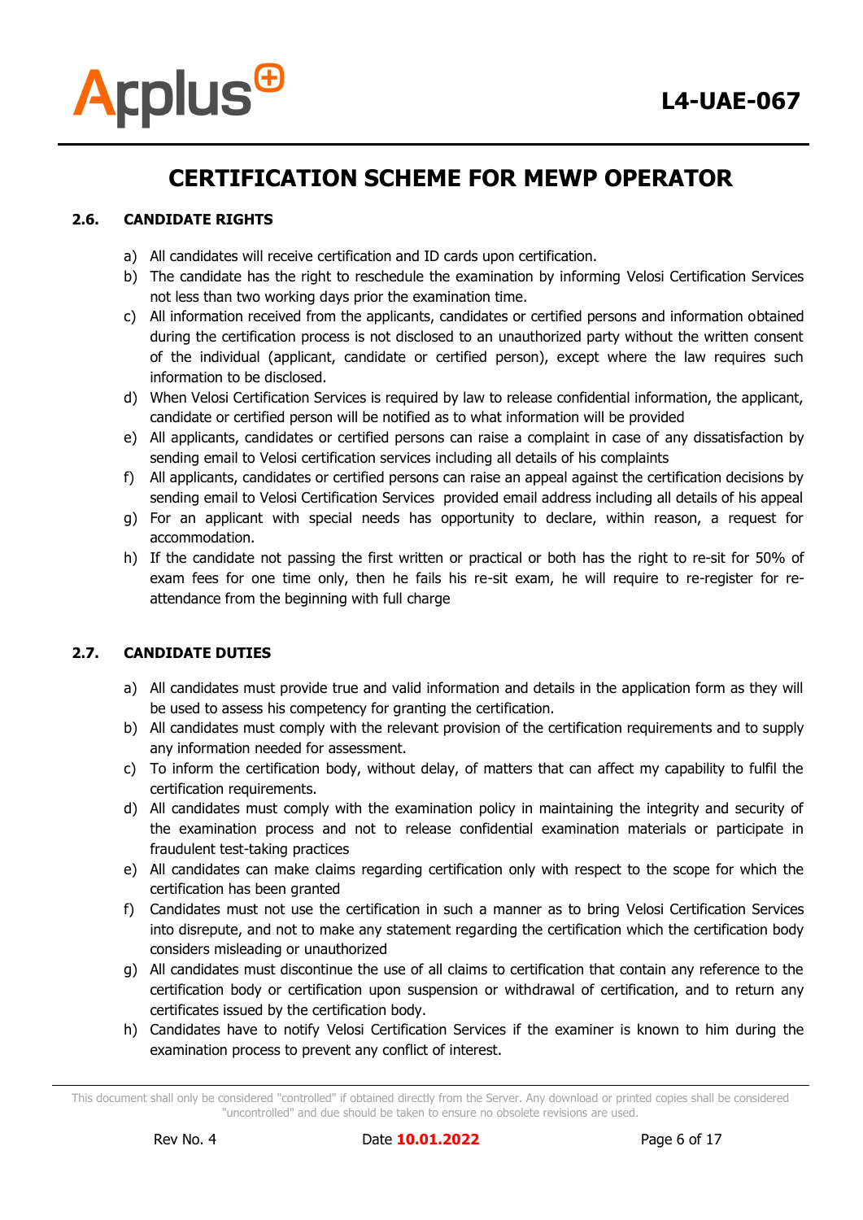### 2.6. CANDIDATE RIGHTS

a) All candidates will receive certification and ID cards upon certification.
b) The candidate has the right to reschedule the examination by informing Velosi Certification Services not less than two working days prior the examination time.
c) All information received from the applicants, candidates or certified persons and information obtained during the certification process is not disclosed to an unauthorized party without the written consent of the individual (applicant, candidate or certified person), except where the law requires such information to be disclosed.
d) When Velosi Certification Services is required by law to release confidential information, the applicant, candidate or certified person will be notified as to what information will be provided
e) All applicants, candidates or certified persons can raise a complaint in case of any dissatisfaction by sending email to Velosi certification services including all details of his complaints
f) All applicants, candidates or certified persons can raise an appeal against the certification decisions by sending email to Velosi Certification Services provided email address including all details of his appeal
g) For an applicant with special needs has opportunity to declare, within reason, a request for accommodation.
h) If the candidate not passing the first written or practical or both has the right to re-sit for 50% of exam fees for one time only, then he fails his re-sit exam, he will require to re-register for re-attendance from the beginning with full charge

### 2.7. CANDIDATE DUTIES

a) All candidates must provide true and valid information and details in the application form as they will be used to assess his competency for granting the certification.
b) All candidates must comply with the relevant provision of the certification requirements and to supply any information needed for assessment.
c) To inform the certification body, without delay, of matters that can affect my capability to fulfil the certification requirements.
d) All candidates must comply with the examination policy in maintaining the integrity and security of the examination process and not to release confidential examination materials or participate in fraudulent test-taking practices
e) All candidates can make claims regarding certification only with respect to the scope for which the certification has been granted
f) Candidates must not use the certification in such a manner as to bring Velosi Certification Services into disrepute, and not to make any statement regarding the certification which the certification body considers misleading or unauthorized
g) All candidates must discontinue the use of all claims to certification that contain any reference to the certification body or certification upon suspension or withdrawal of certification, and to return any certificates issued by the certification body.
h) Candidates have to notify Velosi Certification Services if the examiner is known to him during the examination process to prevent any conflict of interest.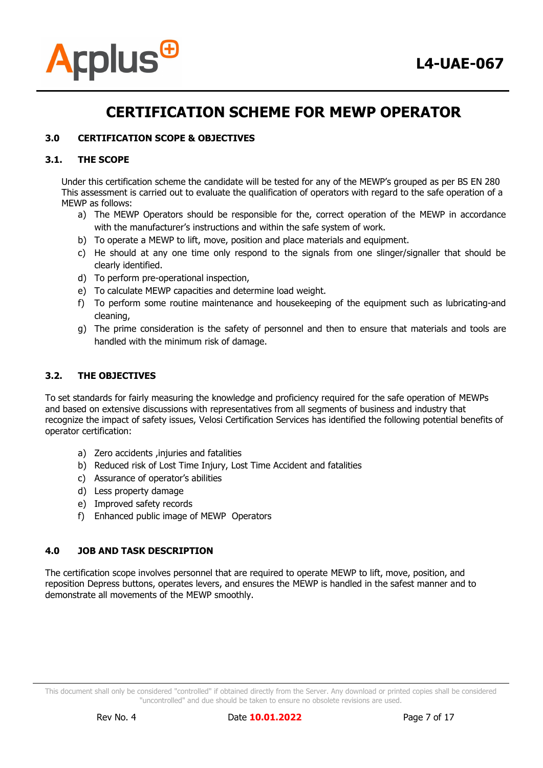# CERTIFICATION SCHEME FOR MEWP OPERATOR

## 3.0 CERTIFICATION SCOPE & OBJECTIVES

### 3.1. THE SCOPE

Under this certification scheme the candidate will be tested for any of the MEWP's grouped as per BS EN 280 This assessment is carried out to evaluate the qualification of operators with regard to the safe operation of a MEWP as follows:

a) The MEWP Operators should be responsible for the, correct operation of the MEWP in accordance with the manufacturer's instructions and within the safe system of work.
b) To operate a MEWP to lift, move, position and place materials and equipment.
c) He should at any one time only respond to the signals from one slinger/signaller that should be clearly identified.
d) To perform pre-operational inspection,
e) To calculate MEWP capacities and determine load weight.
f) To perform some routine maintenance and housekeeping of the equipment such as lubricating-and cleaning,
g) The prime consideration is the safety of personnel and then to ensure that materials and tools are handled with the minimum risk of damage.

### 3.2. THE OBJECTIVES

To set standards for fairly measuring the knowledge and proficiency required for the safe operation of MEWPs and based on extensive discussions with representatives from all segments of business and industry that recognize the impact of safety issues, Velosi Certification Services has identified the following potential benefits of operator certification:

a) Zero accidents ,injuries and fatalities
b) Reduced risk of Lost Time Injury, Lost Time Accident and fatalities
c) Assurance of operator's abilities
d) Less property damage
e) Improved safety records
f) Enhanced public image of MEWP Operators

## 4.0 JOB AND TASK DESCRIPTION

The certification scope involves personnel that are required to operate MEWP to lift, move, position, and reposition Depress buttons, operates levers, and ensures the MEWP is handled in the safest manner and to demonstrate all movements of the MEWP smoothly.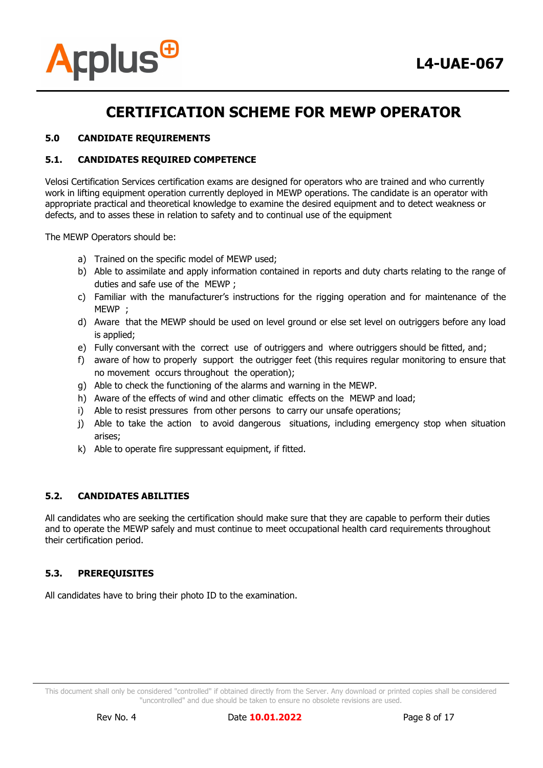# CERTIFICATION SCHEME FOR MEWP OPERATOR

## 5.0 CANDIDATE REQUIREMENTS

### 5.1. CANDIDATES REQUIRED COMPETENCE

Velosi Certification Services certification exams are designed for operators who are trained and who currently work in lifting equipment operation currently deployed in MEWP operations. The candidate is an operator with appropriate practical and theoretical knowledge to examine the desired equipment and to detect weakness or defects, and to asses these in relation to safety and to continual use of the equipment

The MEWP Operators should be:

a) Trained on the specific model of MEWP used;
b) Able to assimilate and apply information contained in reports and duty charts relating to the range of duties and safe use of the MEWP ;
c) Familiar with the manufacturer's instructions for the rigging operation and for maintenance of the MEWP ;
d) Aware that the MEWP should be used on level ground or else set level on outriggers before any load is applied;
e) Fully conversant with the correct use of outriggers and where outriggers should be fitted, and;
f) aware of how to properly support the outrigger feet (this requires regular monitoring to ensure that no movement occurs throughout the operation);
g) Able to check the functioning of the alarms and warning in the MEWP.
h) Aware of the effects of wind and other climatic effects on the MEWP and load;
i) Able to resist pressures from other persons to carry our unsafe operations;
j) Able to take the action to avoid dangerous situations, including emergency stop when situation arises;
k) Able to operate fire suppressant equipment, if fitted.

### 5.2. CANDIDATES ABILITIES

All candidates who are seeking the certification should make sure that they are capable to perform their duties and to operate the MEWP safely and must continue to meet occupational health card requirements throughout their certification period.

### 5.3. PREREQUISITES

All candidates have to bring their photo ID to the examination.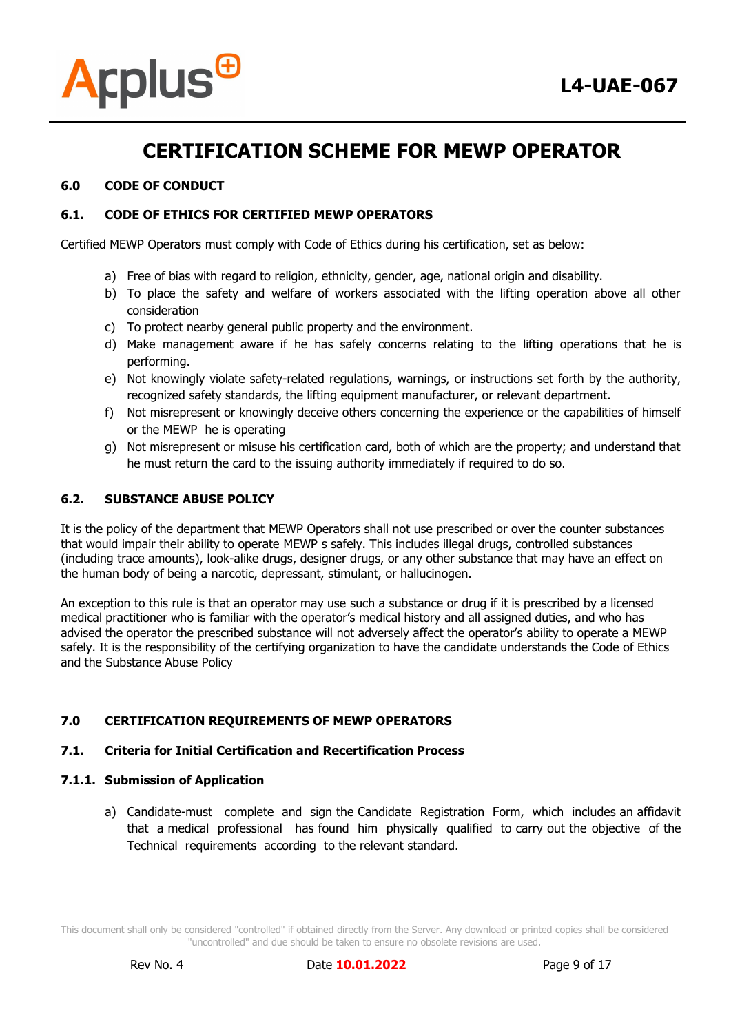## 6.0 CODE OF CONDUCT

### 6.1. CODE OF ETHICS FOR CERTIFIED MEWP OPERATORS

Certified MEWP Operators must comply with Code of Ethics during his certification, set as below:

a) Free of bias with regard to religion, ethnicity, gender, age, national origin and disability.
b) To place the safety and welfare of workers associated with the lifting operation above all other consideration
c) To protect nearby general public property and the environment.
d) Make management aware if he has safely concerns relating to the lifting operations that he is performing.
e) Not knowingly violate safety-related regulations, warnings, or instructions set forth by the authority, recognized safety standards, the lifting equipment manufacturer, or relevant department.
f) Not misrepresent or knowingly deceive others concerning the experience or the capabilities of himself or the MEWP he is operating
g) Not misrepresent or misuse his certification card, both of which are the property; and understand that he must return the card to the issuing authority immediately if required to do so.

### 6.2. SUBSTANCE ABUSE POLICY

It is the policy of the department that MEWP Operators shall not use prescribed or over the counter substances that would impair their ability to operate MEWP s safely. This includes illegal drugs, controlled substances (including trace amounts), look-alike drugs, designer drugs, or any other substance that may have an effect on the human body of being a narcotic, depressant, stimulant, or hallucinogen.

An exception to this rule is that an operator may use such a substance or drug if it is prescribed by a licensed medical practitioner who is familiar with the operator's medical history and all assigned duties, and who has advised the operator the prescribed substance will not adversely affect the operator's ability to operate a MEWP safely. It is the responsibility of the certifying organization to have the candidate understands the Code of Ethics and the Substance Abuse Policy

## 7.0 CERTIFICATION REQUIREMENTS OF MEWP OPERATORS

### 7.1. Criteria for Initial Certification and Recertification Process

#### 7.1.1. Submission of Application

a) Candidate-must complete and sign the Candidate Registration Form, which includes an affidavit that a medical professional has found him physically qualified to carry out the objective of the Technical requirements according to the relevant standard.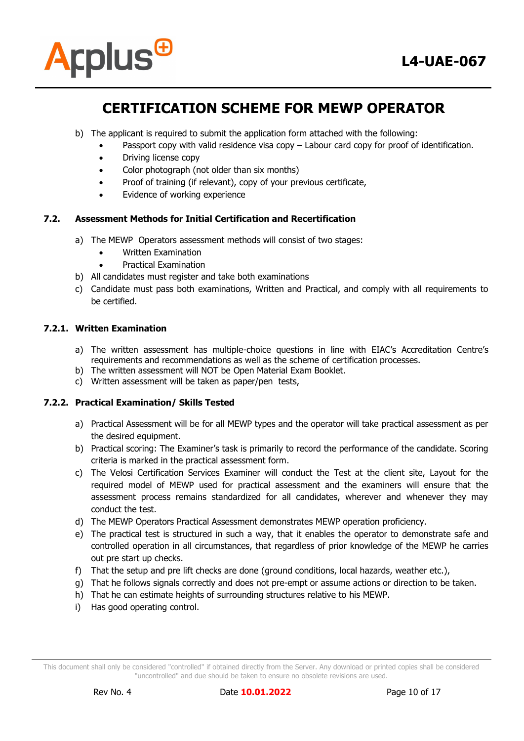# CERTIFICATION SCHEME FOR MEWP OPERATOR

b) The applicant is required to submit the application form attached with the following:

- Passport copy with valid residence visa copy – Labour card copy for proof of identification.
- Driving license copy
- Color photograph (not older than six months)
- Proof of training (if relevant), copy of your previous certificate,
- Evidence of working experience

## 7.2. Assessment Methods for Initial Certification and Recertification

a) The MEWP Operators assessment methods will consist of two stages:

- Written Examination
- Practical Examination

b) All candidates must register and take both examinations

c) Candidate must pass both examinations, Written and Practical, and comply with all requirements to be certified.

### 7.2.1. Written Examination

a) The written assessment has multiple-choice questions in line with EIAC's Accreditation Centre's requirements and recommendations as well as the scheme of certification processes.

b) The written assessment will NOT be Open Material Exam Booklet.

c) Written assessment will be taken as paper/pen tests,

### 7.2.2. Practical Examination/ Skills Tested

a) Practical Assessment will be for all MEWP types and the operator will take practical assessment as per the desired equipment.

b) Practical scoring: The Examiner's task is primarily to record the performance of the candidate. Scoring criteria is marked in the practical assessment form.

c) The Velosi Certification Services Examiner will conduct the Test at the client site, Layout for the required model of MEWP used for practical assessment and the examiners will ensure that the assessment process remains standardized for all candidates, wherever and whenever they may conduct the test.

d) The MEWP Operators Practical Assessment demonstrates MEWP operation proficiency.

e) The practical test is structured in such a way, that it enables the operator to demonstrate safe and controlled operation in all circumstances, that regardless of prior knowledge of the MEWP he carries out pre start up checks.

f) That the setup and pre lift checks are done (ground conditions, local hazards, weather etc.),

g) That he follows signals correctly and does not pre-empt or assume actions or direction to be taken.

h) That he can estimate heights of surrounding structures relative to his MEWP.

i) Has good operating control.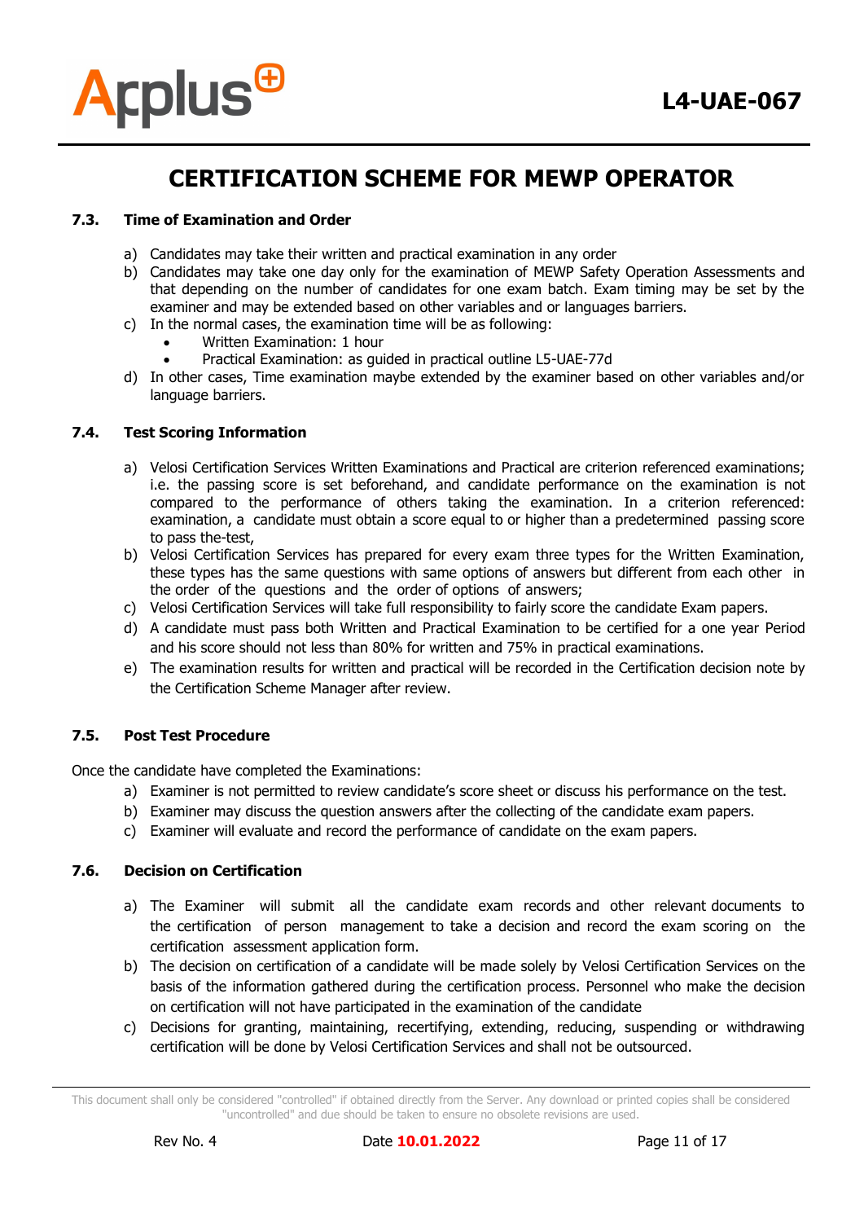### 7.3. Time of Examination and Order

a) Candidates may take their written and practical examination in any order
b) Candidates may take one day only for the examination of MEWP Safety Operation Assessments and that depending on the number of candidates for one exam batch. Exam timing may be set by the examiner and may be extended based on other variables and or languages barriers.
c) In the normal cases, the examination time will be as following:
   - Written Examination: 1 hour
   - Practical Examination: as guided in practical outline L5-UAE-77d
d) In other cases, Time examination maybe extended by the examiner based on other variables and/or language barriers.

### 7.4. Test Scoring Information

a) Velosi Certification Services Written Examinations and Practical are criterion referenced examinations; i.e. the passing score is set beforehand, and candidate performance on the examination is not compared to the performance of others taking the examination. In a criterion referenced: examination, a candidate must obtain a score equal to or higher than a predetermined passing score to pass the-test,
b) Velosi Certification Services has prepared for every exam three types for the Written Examination, these types has the same questions with same options of answers but different from each other in the order of the questions and the order of options of answers;
c) Velosi Certification Services will take full responsibility to fairly score the candidate Exam papers.
d) A candidate must pass both Written and Practical Examination to be certified for a one year Period and his score should not less than 80% for written and 75% in practical examinations.
e) The examination results for written and practical will be recorded in the Certification decision note by the Certification Scheme Manager after review.

### 7.5. Post Test Procedure

Once the candidate have completed the Examinations:

a) Examiner is not permitted to review candidate's score sheet or discuss his performance on the test.
b) Examiner may discuss the question answers after the collecting of the candidate exam papers.
c) Examiner will evaluate and record the performance of candidate on the exam papers.

### 7.6. Decision on Certification

a) The Examiner will submit all the candidate exam records and other relevant documents to the certification of person management to take a decision and record the exam scoring on the certification assessment application form.
b) The decision on certification of a candidate will be made solely by Velosi Certification Services on the basis of the information gathered during the certification process. Personnel who make the decision on certification will not have participated in the examination of the candidate
c) Decisions for granting, maintaining, recertifying, extending, reducing, suspending or withdrawing certification will be done by Velosi Certification Services and shall not be outsourced.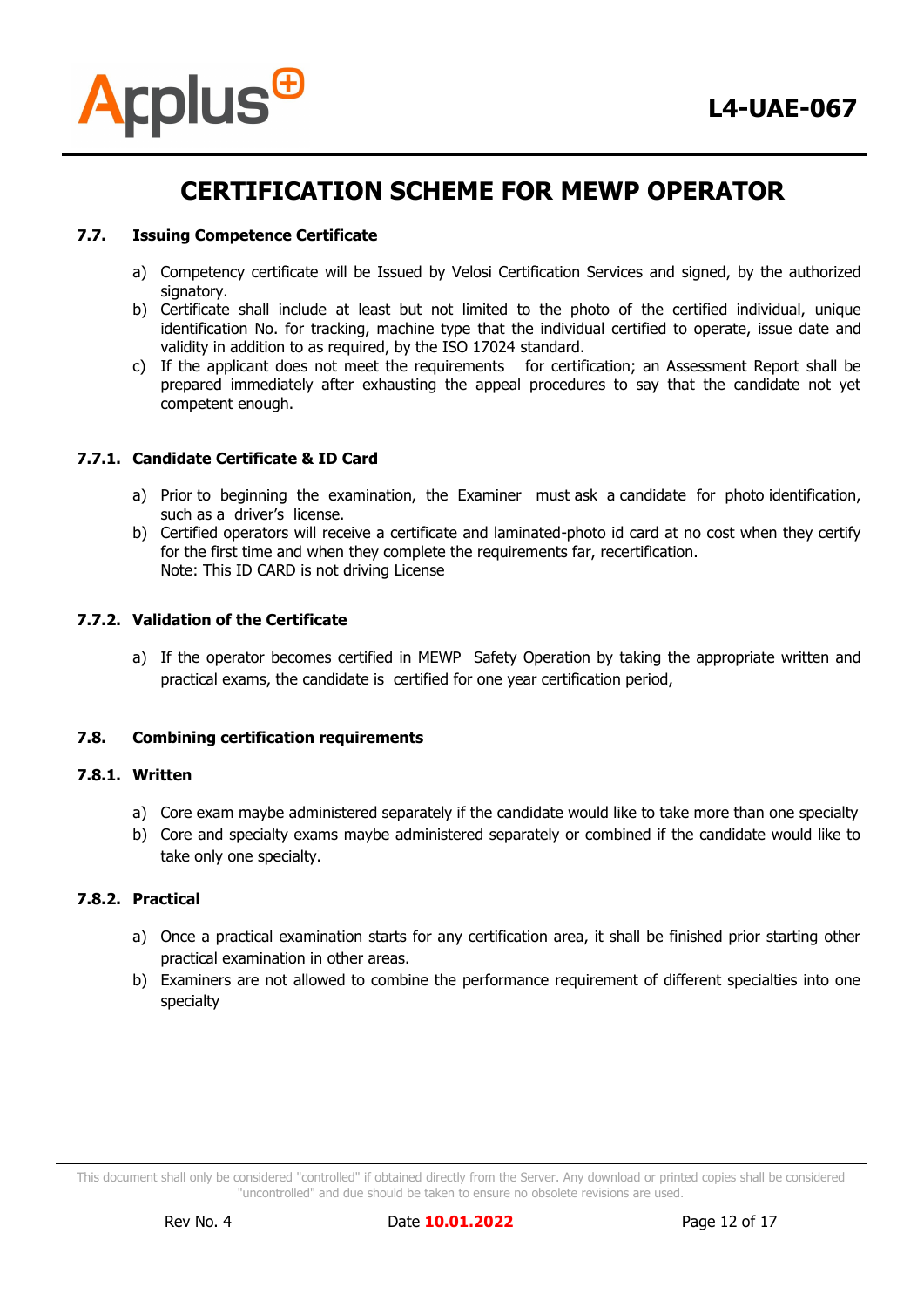## 7.7. Issuing Competence Certificate

a) Competency certificate will be Issued by Velosi Certification Services and signed, by the authorized signatory.
b) Certificate shall include at least but not limited to the photo of the certified individual, unique identification No. for tracking, machine type that the individual certified to operate, issue date and validity in addition to as required, by the ISO 17024 standard.
c) If the applicant does not meet the requirements for certification; an Assessment Report shall be prepared immediately after exhausting the appeal procedures to say that the candidate not yet competent enough.

### 7.7.1. Candidate Certificate & ID Card

a) Prior to beginning the examination, the Examiner must ask a candidate for photo identification, such as a driver's license.
b) Certified operators will receive a certificate and laminated-photo id card at no cost when they certify for the first time and when they complete the requirements far, recertification.
Note: This ID CARD is not driving License

### 7.7.2. Validation of the Certificate

a) If the operator becomes certified in MEWP Safety Operation by taking the appropriate written and practical exams, the candidate is certified for one year certification period,

## 7.8. Combining certification requirements

### 7.8.1. Written

a) Core exam maybe administered separately if the candidate would like to take more than one specialty
b) Core and specialty exams maybe administered separately or combined if the candidate would like to take only one specialty.

### 7.8.2. Practical

a) Once a practical examination starts for any certification area, it shall be finished prior starting other practical examination in other areas.
b) Examiners are not allowed to combine the performance requirement of different specialties into one specialty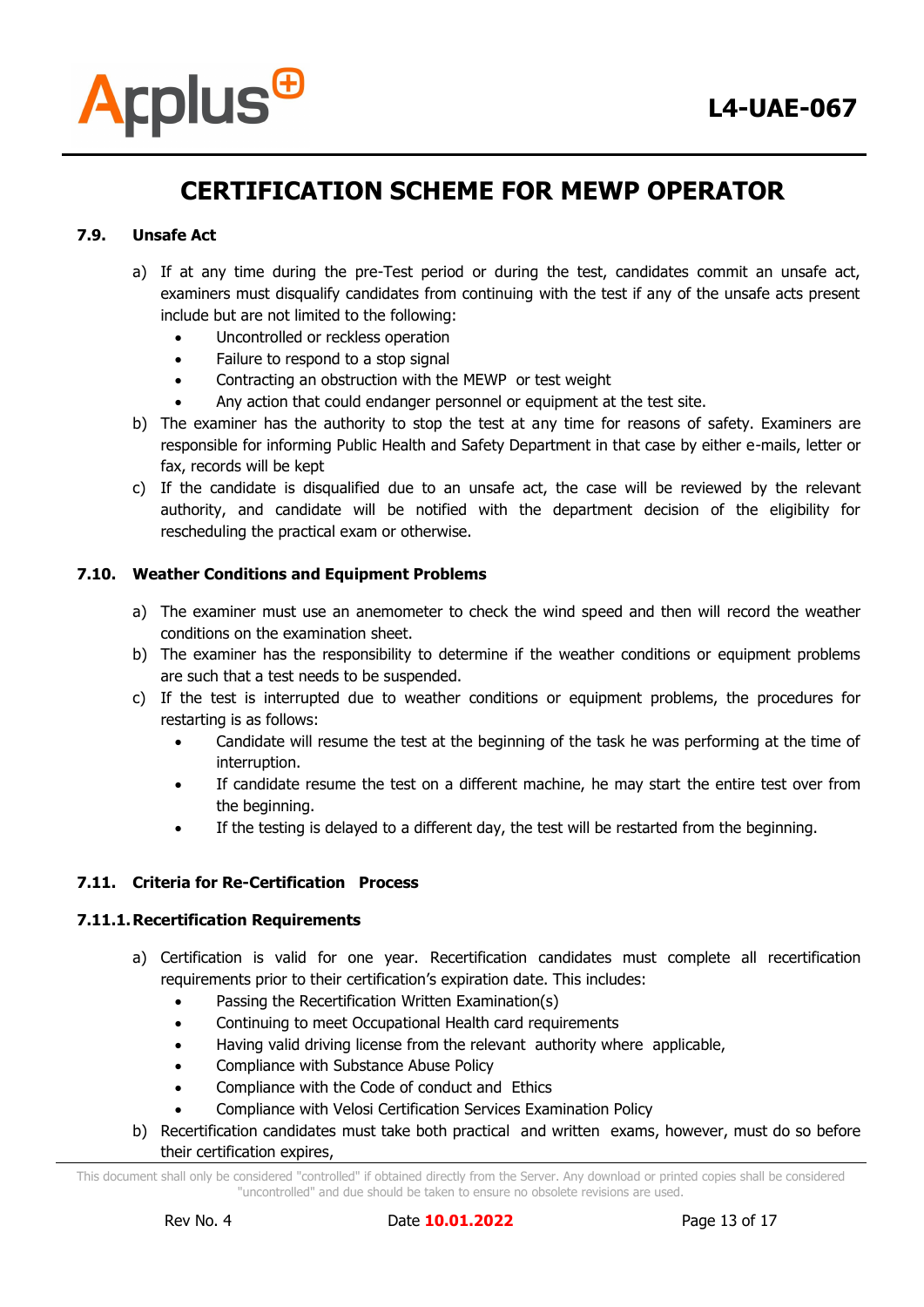### 7.9. Unsafe Act

a) If at any time during the pre-Test period or during the test, candidates commit an unsafe act, examiners must disqualify candidates from continuing with the test if any of the unsafe acts present include but are not limited to the following:
   - Uncontrolled or reckless operation
   - Failure to respond to a stop signal
   - Contracting an obstruction with the MEWP or test weight
   - Any action that could endanger personnel or equipment at the test site.

b) The examiner has the authority to stop the test at any time for reasons of safety. Examiners are responsible for informing Public Health and Safety Department in that case by either e-mails, letter or fax, records will be kept

c) If the candidate is disqualified due to an unsafe act, the case will be reviewed by the relevant authority, and candidate will be notified with the department decision of the eligibility for rescheduling the practical exam or otherwise.

### 7.10. Weather Conditions and Equipment Problems

a) The examiner must use an anemometer to check the wind speed and then will record the weather conditions on the examination sheet.

b) The examiner has the responsibility to determine if the weather conditions or equipment problems are such that a test needs to be suspended.

c) If the test is interrupted due to weather conditions or equipment problems, the procedures for restarting is as follows:
   - Candidate will resume the test at the beginning of the task he was performing at the time of interruption.
   - If candidate resume the test on a different machine, he may start the entire test over from the beginning.
   - If the testing is delayed to a different day, the test will be restarted from the beginning.

### 7.11. Criteria for Re-Certification Process

#### 7.11.1. Recertification Requirements

a) Certification is valid for one year. Recertification candidates must complete all recertification requirements prior to their certification's expiration date. This includes:
   - Passing the Recertification Written Examination(s)
   - Continuing to meet Occupational Health card requirements
   - Having valid driving license from the relevant authority where applicable,
   - Compliance with Substance Abuse Policy
   - Compliance with the Code of conduct and Ethics
   - Compliance with Velosi Certification Services Examination Policy

b) Recertification candidates must take both practical and written exams, however, must do so before their certification expires,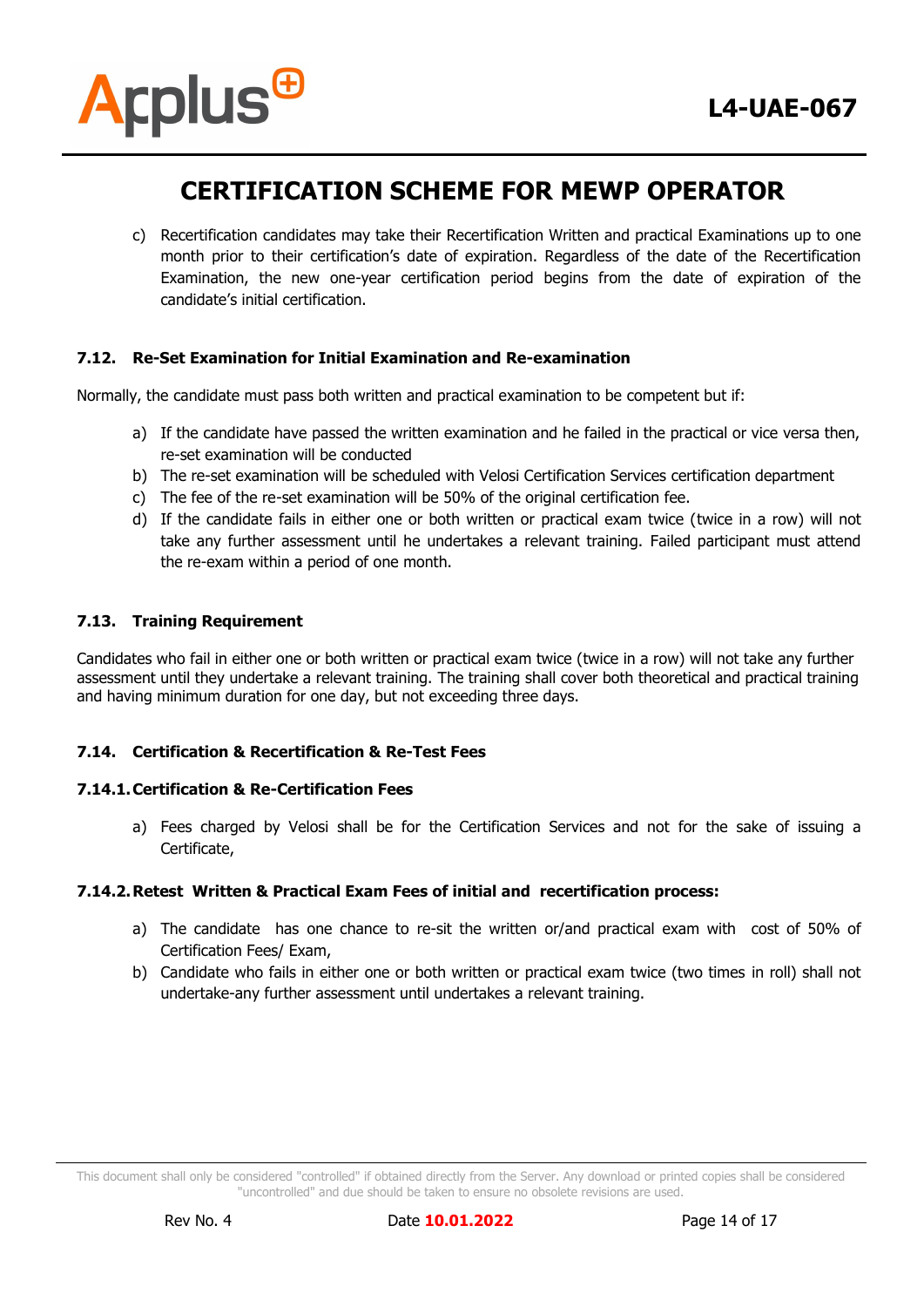c) Recertification candidates may take their Recertification Written and practical Examinations up to one month prior to their certification's date of expiration. Regardless of the date of the Recertification Examination, the new one-year certification period begins from the date of expiration of the candidate's initial certification.

### 7.12. Re-Set Examination for Initial Examination and Re-examination

Normally, the candidate must pass both written and practical examination to be competent but if:

a) If the candidate have passed the written examination and he failed in the practical or vice versa then, re-set examination will be conducted
b) The re-set examination will be scheduled with Velosi Certification Services certification department
c) The fee of the re-set examination will be 50% of the original certification fee.
d) If the candidate fails in either one or both written or practical exam twice (twice in a row) will not take any further assessment until he undertakes a relevant training. Failed participant must attend the re-exam within a period of one month.

### 7.13. Training Requirement

Candidates who fail in either one or both written or practical exam twice (twice in a row) will not take any further assessment until they undertake a relevant training. The training shall cover both theoretical and practical training and having minimum duration for one day, but not exceeding three days.

### 7.14. Certification & Recertification & Re-Test Fees

#### 7.14.1. Certification & Re-Certification Fees

a) Fees charged by Velosi shall be for the Certification Services and not for the sake of issuing a Certificate,

#### 7.14.2. Retest Written & Practical Exam Fees of initial and recertification process:

a) The candidate has one chance to re-sit the written or/and practical exam with cost of 50% of Certification Fees/ Exam,
b) Candidate who fails in either one or both written or practical exam twice (two times in roll) shall not undertake-any further assessment until undertakes a relevant training.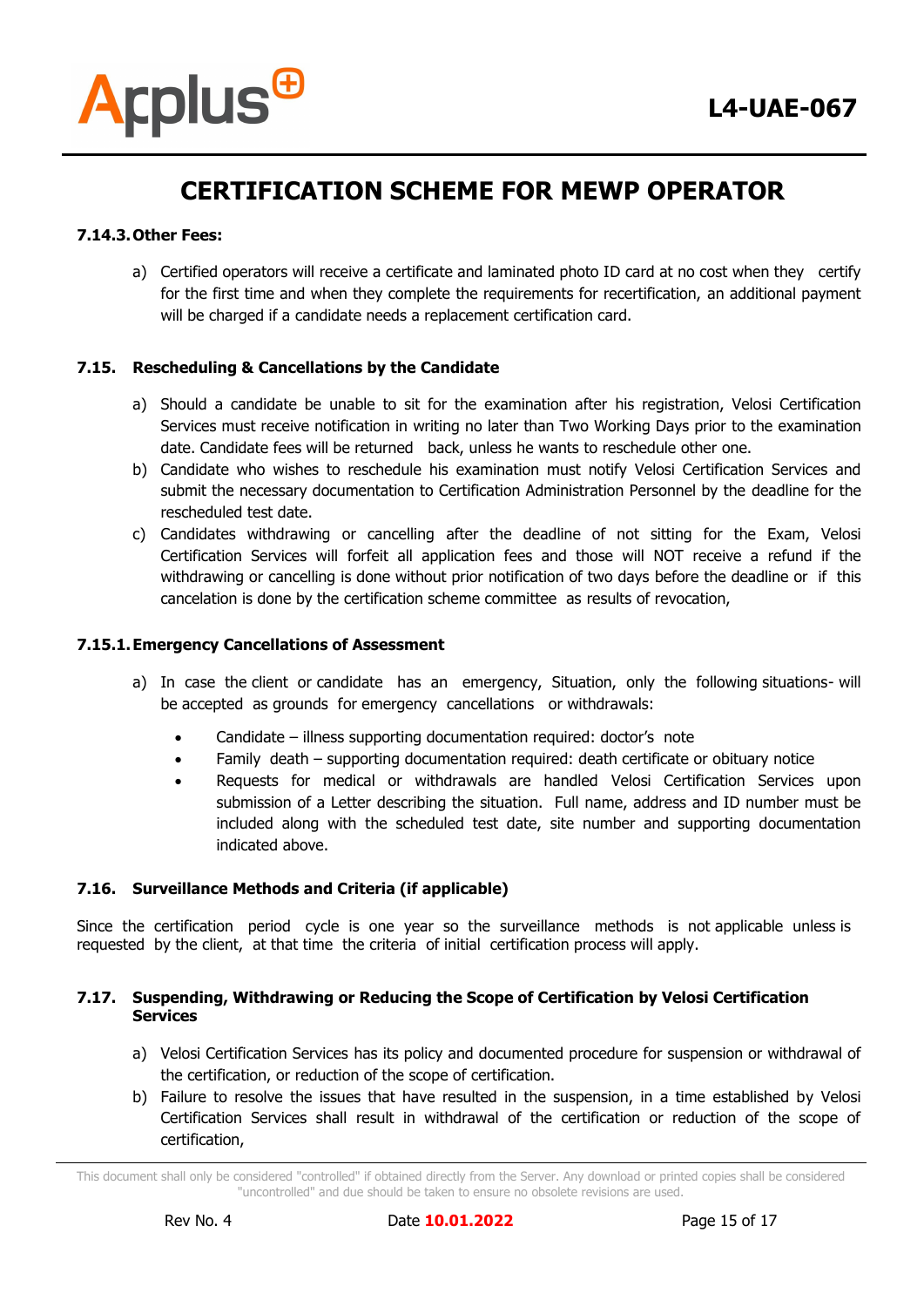#### 7.14.3. Other Fees:

a) Certified operators will receive a certificate and laminated photo ID card at no cost when they certify for the first time and when they complete the requirements for recertification, an additional payment will be charged if a candidate needs a replacement certification card.

### 7.15. Rescheduling & Cancellations by the Candidate

a) Should a candidate be unable to sit for the examination after his registration, Velosi Certification Services must receive notification in writing no later than Two Working Days prior to the examination date. Candidate fees will be returned back, unless he wants to reschedule other one.
b) Candidate who wishes to reschedule his examination must notify Velosi Certification Services and submit the necessary documentation to Certification Administration Personnel by the deadline for the rescheduled test date.
c) Candidates withdrawing or cancelling after the deadline of not sitting for the Exam, Velosi Certification Services will forfeit all application fees and those will NOT receive a refund if the withdrawing or cancelling is done without prior notification of two days before the deadline or if this cancelation is done by the certification scheme committee as results of revocation,

#### 7.15.1. Emergency Cancellations of Assessment

a) In case the client or candidate has an emergency, Situation, only the following situations- will be accepted as grounds for emergency cancellations or withdrawals:
   - Candidate – illness supporting documentation required: doctor's note
   - Family death – supporting documentation required: death certificate or obituary notice
   - Requests for medical or withdrawals are handled Velosi Certification Services upon submission of a Letter describing the situation. Full name, address and ID number must be included along with the scheduled test date, site number and supporting documentation indicated above.

### 7.16. Surveillance Methods and Criteria (if applicable)

Since the certification period cycle is one year so the surveillance methods is not applicable unless is requested by the client, at that time the criteria of initial certification process will apply.

### 7.17. Suspending, Withdrawing or Reducing the Scope of Certification by Velosi Certification Services

a) Velosi Certification Services has its policy and documented procedure for suspension or withdrawal of the certification, or reduction of the scope of certification.
b) Failure to resolve the issues that have resulted in the suspension, in a time established by Velosi Certification Services shall result in withdrawal of the certification or reduction of the scope of certification,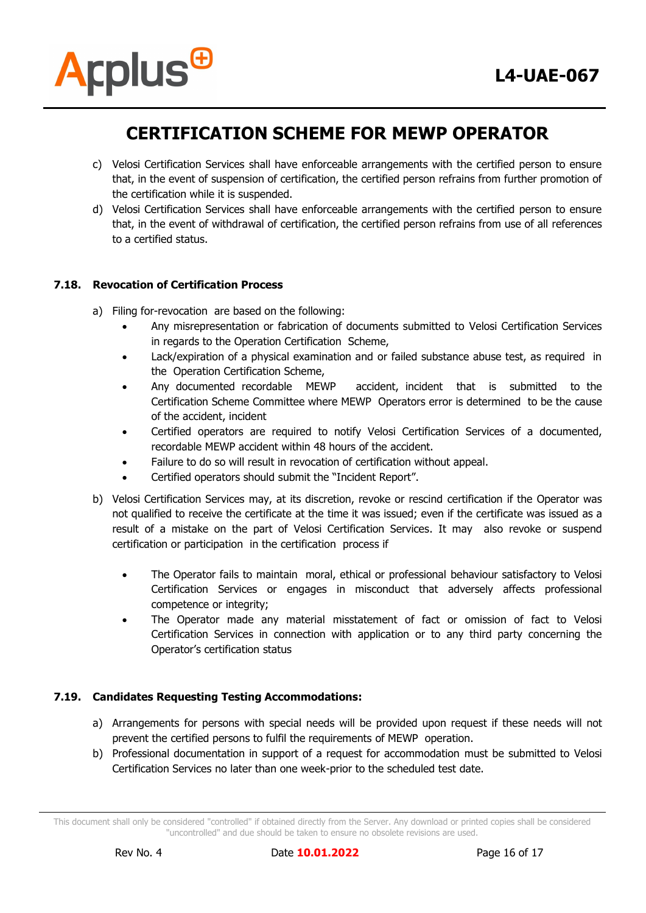c) Velosi Certification Services shall have enforceable arrangements with the certified person to ensure that, in the event of suspension of certification, the certified person refrains from further promotion of the certification while it is suspended.

d) Velosi Certification Services shall have enforceable arrangements with the certified person to ensure that, in the event of withdrawal of certification, the certified person refrains from use of all references to a certified status.

### 7.18. Revocation of Certification Process

a) Filing for-revocation are based on the following:

- Any misrepresentation or fabrication of documents submitted to Velosi Certification Services in regards to the Operation Certification Scheme,
- Lack/expiration of a physical examination and or failed substance abuse test, as required in the Operation Certification Scheme,
- Any documented recordable MEWP accident, incident that is submitted to the Certification Scheme Committee where MEWP Operators error is determined to be the cause of the accident, incident
- Certified operators are required to notify Velosi Certification Services of a documented, recordable MEWP accident within 48 hours of the accident.
- Failure to do so will result in revocation of certification without appeal.
- Certified operators should submit the "Incident Report".

b) Velosi Certification Services may, at its discretion, revoke or rescind certification if the Operator was not qualified to receive the certificate at the time it was issued; even if the certificate was issued as a result of a mistake on the part of Velosi Certification Services. It may also revoke or suspend certification or participation in the certification process if

- The Operator fails to maintain moral, ethical or professional behaviour satisfactory to Velosi Certification Services or engages in misconduct that adversely affects professional competence or integrity;
- The Operator made any material misstatement of fact or omission of fact to Velosi Certification Services in connection with application or to any third party concerning the Operator's certification status

### 7.19. Candidates Requesting Testing Accommodations:

a) Arrangements for persons with special needs will be provided upon request if these needs will not prevent the certified persons to fulfil the requirements of MEWP operation.

b) Professional documentation in support of a request for accommodation must be submitted to Velosi Certification Services no later than one week-prior to the scheduled test date.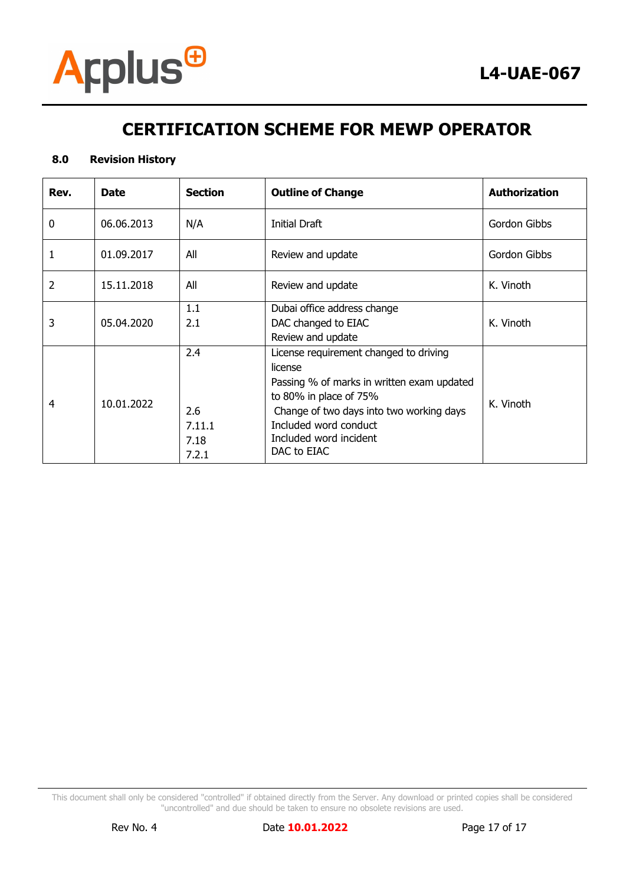## CERTIFICATION SCHEME FOR MEWP OPERATOR

### 8.0 Revision History

| Rev. | Date | Section | Outline of Change | Authorization |
|---|---|---|---|---|
| 0 | 06.06.2013 | N/A | Initial Draft | Gordon Gibbs |
| 1 | 01.09.2017 | All | Review and update | Gordon Gibbs |
| 2 | 15.11.2018 | All | Review and update | K. Vinoth |
| 3 | 05.04.2020 | 1.1<br>2.1 | Dubai office address change<br>DAC changed to EIAC<br>Review and update | K. Vinoth |
| 4 | 10.01.2022 | 2.4<br><br><br>2.6<br>7.11.1<br>7.18<br>7.2.1 | License requirement changed to driving license<br>Passing % of marks in written exam updated to 80% in place of 75%<br>Change of two days into two working days<br>Included word conduct<br>Included word incident<br>DAC to EIAC | K. Vinoth |

This document shall only be considered "controlled" if obtained directly from the Server. Any download or printed copies shall be considered "uncontrolled" and due should be taken to ensure no obsolete revisions are used.